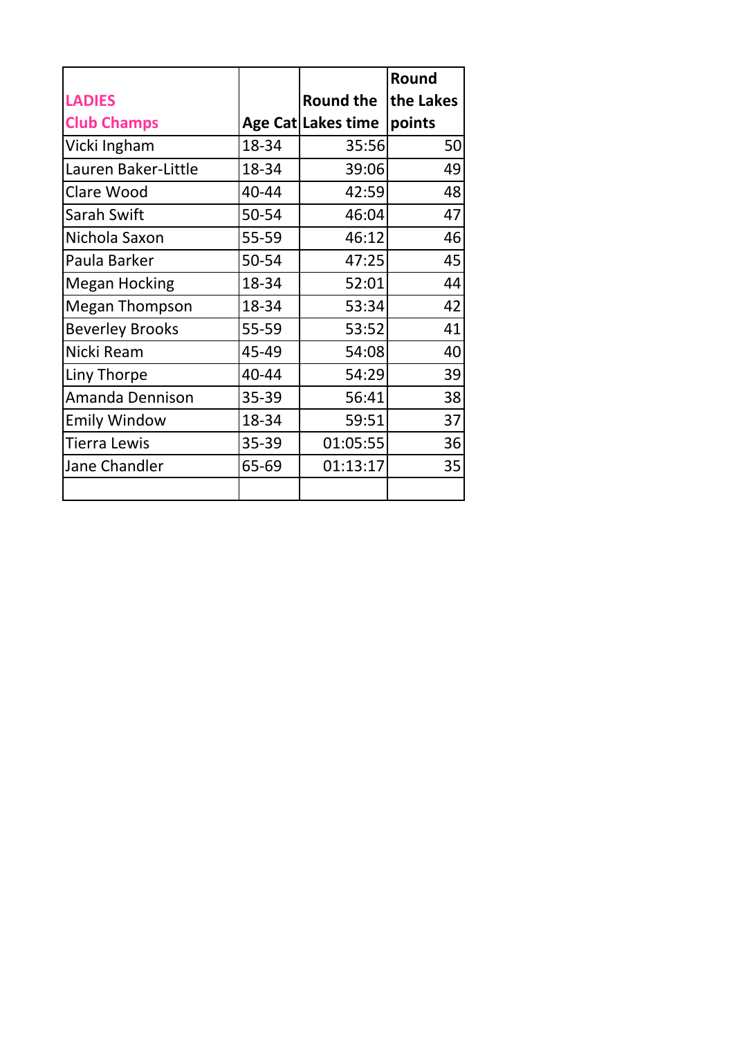| LADIES Club Champs | Age Cat | Round the Lakes time | Round the Lakes points |
|---|---|---|---|
| Vicki Ingham | 18-34 | 35:56 | 50 |
| Lauren Baker-Little | 18-34 | 39:06 | 49 |
| Clare Wood | 40-44 | 42:59 | 48 |
| Sarah Swift | 50-54 | 46:04 | 47 |
| Nichola Saxon | 55-59 | 46:12 | 46 |
| Paula Barker | 50-54 | 47:25 | 45 |
| Megan Hocking | 18-34 | 52:01 | 44 |
| Megan Thompson | 18-34 | 53:34 | 42 |
| Beverley Brooks | 55-59 | 53:52 | 41 |
| Nicki Ream | 45-49 | 54:08 | 40 |
| Liny Thorpe | 40-44 | 54:29 | 39 |
| Amanda Dennison | 35-39 | 56:41 | 38 |
| Emily Window | 18-34 | 59:51 | 37 |
| Tierra Lewis | 35-39 | 01:05:55 | 36 |
| Jane Chandler | 65-69 | 01:13:17 | 35 |
| | | | |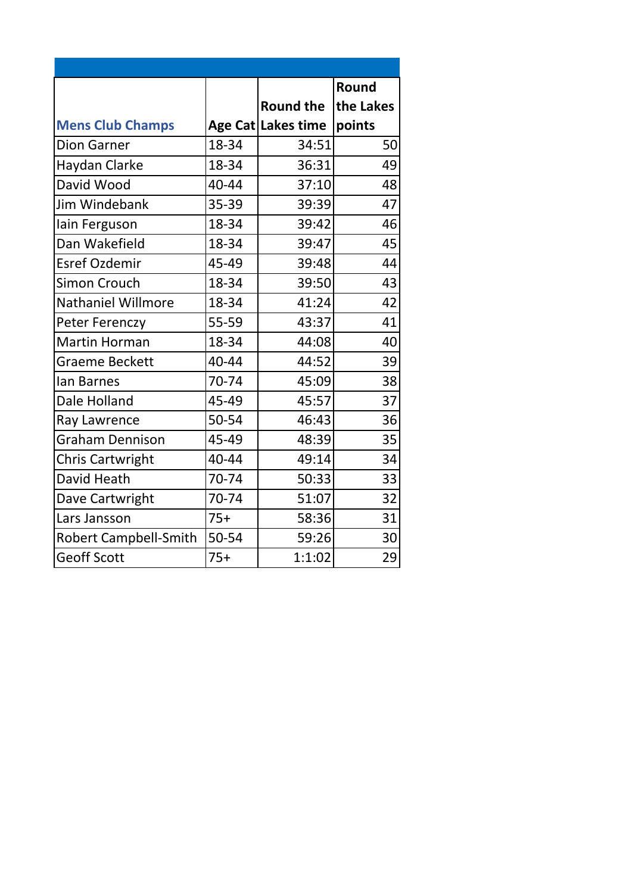| Mens Club Champs | Age Cat | Round the Lakes time | Round the Lakes points |
|---|---|---|---|
| Dion Garner | 18-34 | 34:51 | 50 |
| Haydan Clarke | 18-34 | 36:31 | 49 |
| David Wood | 40-44 | 37:10 | 48 |
| Jim Windebank | 35-39 | 39:39 | 47 |
| Iain Ferguson | 18-34 | 39:42 | 46 |
| Dan Wakefield | 18-34 | 39:47 | 45 |
| Esref Ozdemir | 45-49 | 39:48 | 44 |
| Simon Crouch | 18-34 | 39:50 | 43 |
| Nathaniel Willmore | 18-34 | 41:24 | 42 |
| Peter Ferenczy | 55-59 | 43:37 | 41 |
| Martin Horman | 18-34 | 44:08 | 40 |
| Graeme Beckett | 40-44 | 44:52 | 39 |
| Ian Barnes | 70-74 | 45:09 | 38 |
| Dale Holland | 45-49 | 45:57 | 37 |
| Ray Lawrence | 50-54 | 46:43 | 36 |
| Graham Dennison | 45-49 | 48:39 | 35 |
| Chris Cartwright | 40-44 | 49:14 | 34 |
| David Heath | 70-74 | 50:33 | 33 |
| Dave Cartwright | 70-74 | 51:07 | 32 |
| Lars Jansson | 75+ | 58:36 | 31 |
| Robert Campbell-Smith | 50-54 | 59:26 | 30 |
| Geoff Scott | 75+ | 1:1:02 | 29 |